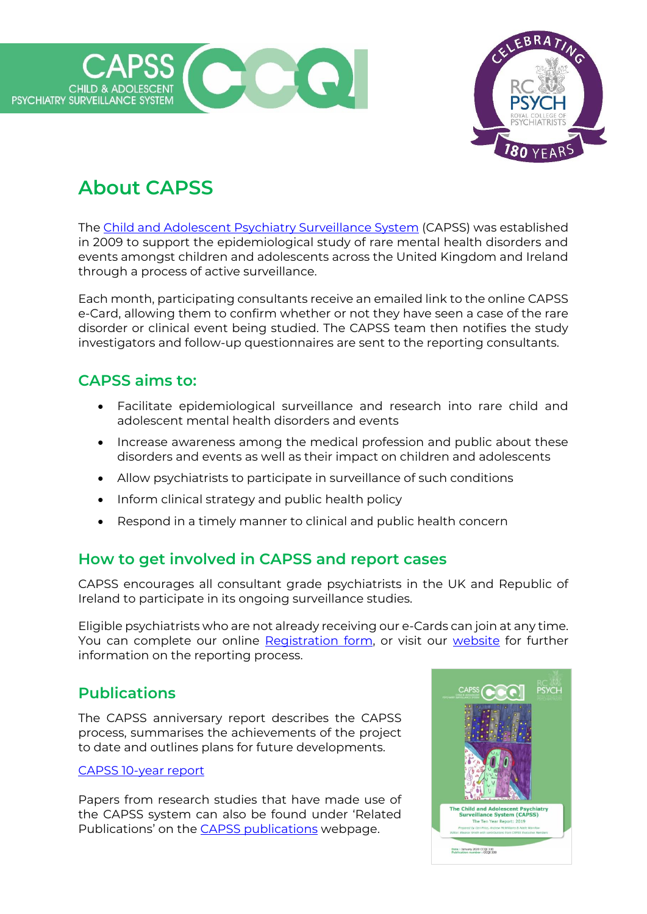# About CAPSS

The Child and Adolescent Psychiatry Surveillance System (CAPSS) was established in 2009 to support the epidemiological study of rare mental health disorders and events amongst children and adolescents across the United Kingdom and Ireland through a process of active surveillance.

Each month, participating consultants receive an emailed link to the online CAPSS e-Card, allowing them to confirm whether or not they have seen a case of the rare disorder or clinical event being studied. The CAPSS team then notifies the study investigators and follow-up questionnaires are sent to the reporting consultants.

## CAPSS aims to:

- Facilitate epidemiological surveillance and research into rare child and adolescent mental health disorders and events
- Increase awareness among the medical profession and public about these disorders and events as well as their impact on children and adolescents
- Allow psychiatrists to participate in surveillance of such conditions
- Inform clinical strategy and public health policy
- Respond in a timely manner to clinical and public health concern

## How to get involved in CAPSS and report cases

CAPSS encourages all consultant grade psychiatrists in the UK and Republic of Ireland to participate in its ongoing surveillance studies.

Eligible psychiatrists who are not already receiving our e-Cards can join at any time. You can complete our online Registration form, or visit our website for further information on the reporting process.

## Publications

The CAPSS anniversary report describes the CAPSS process, summarises the achievements of the project to date and outlines plans for future developments.

CAPSS 10-year report

Papers from research studies that have made use of the CAPSS system can also be found under 'Related Publications' on the CAPSS publications webpage.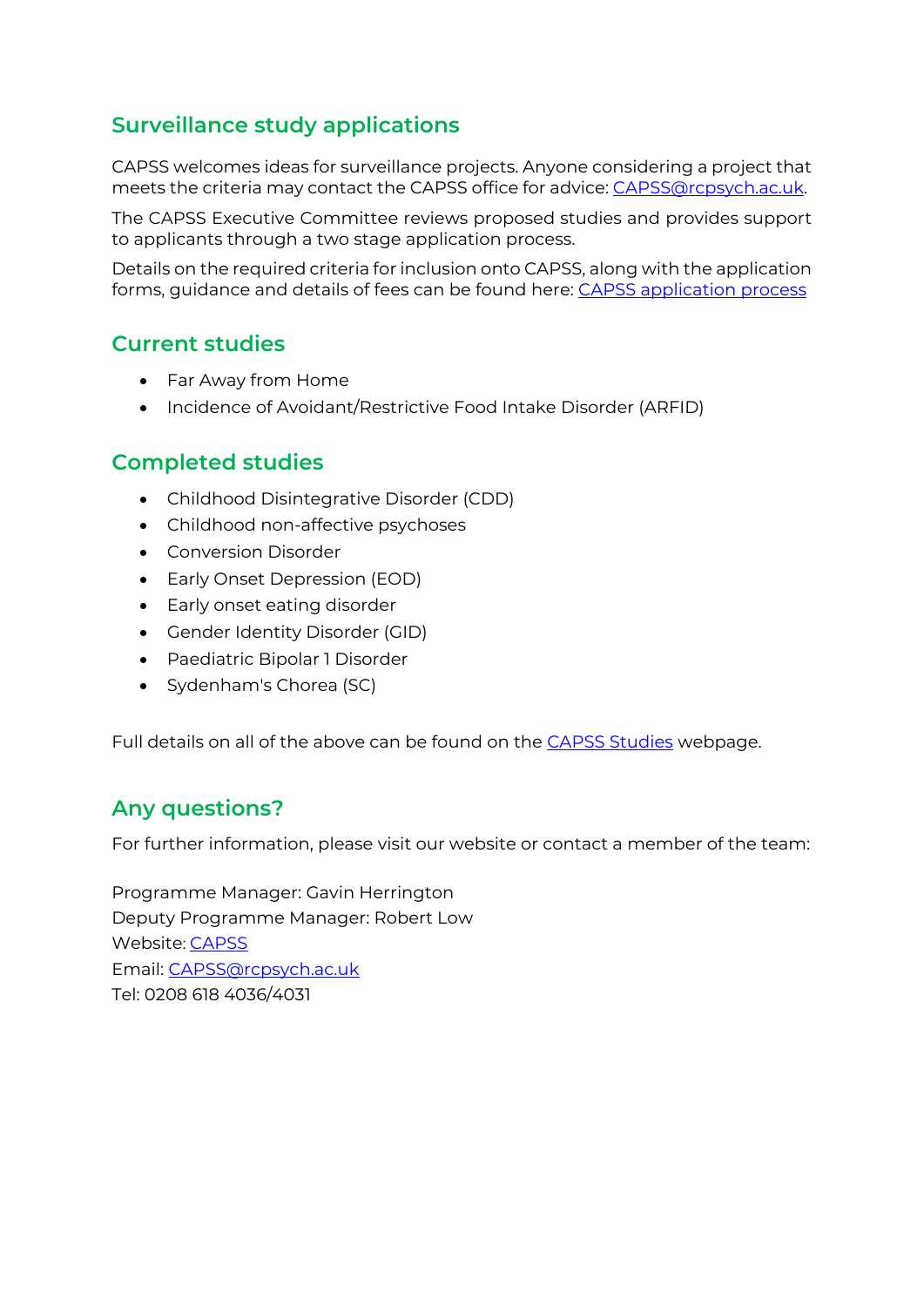## Surveillance study applications

CAPSS welcomes ideas for surveillance projects. Anyone considering a project that meets the criteria may contact the CAPSS office for advice: CAPSS@rcpsych.ac.uk.

The CAPSS Executive Committee reviews proposed studies and provides support to applicants through a two stage application process.

Details on the required criteria for inclusion onto CAPSS, along with the application forms, guidance and details of fees can be found here: CAPSS application process

## Current studies

- Far Away from Home
- Incidence of Avoidant/Restrictive Food Intake Disorder (ARFID)

## Completed studies

- Childhood Disintegrative Disorder (CDD)
- Childhood non-affective psychoses
- Conversion Disorder
- Early Onset Depression (EOD)
- Early onset eating disorder
- Gender Identity Disorder (GID)
- Paediatric Bipolar 1 Disorder
- Sydenham's Chorea (SC)

Full details on all of the above can be found on the CAPSS Studies webpage.

## Any questions?

For further information, please visit our website or contact a member of the team:

Programme Manager: Gavin Herrington
Deputy Programme Manager: Robert Low
Website: CAPSS
Email: CAPSS@rcpsych.ac.uk
Tel: 0208 618 4036/4031